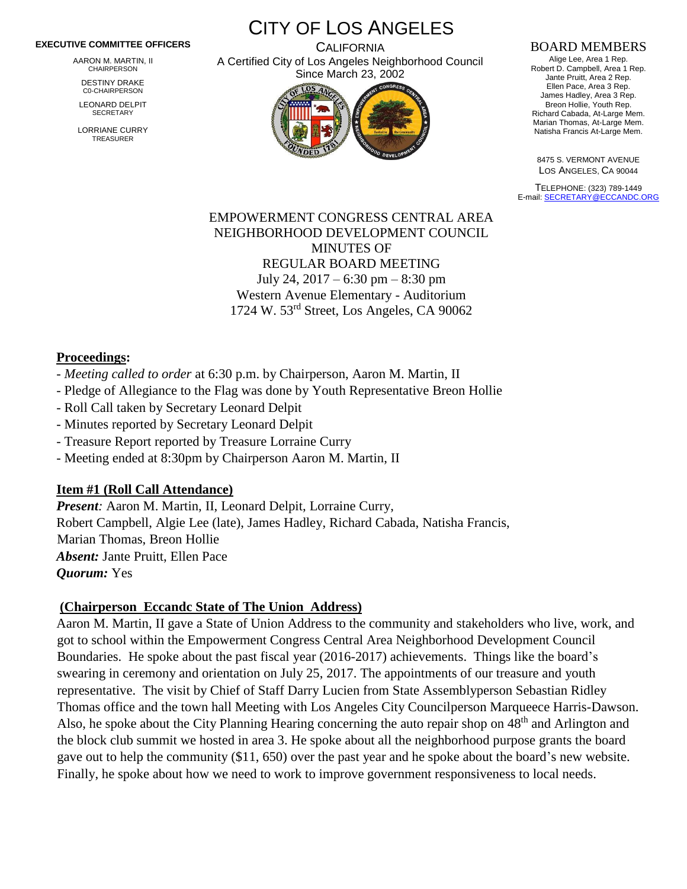**EXECUTIVE COMMITTEE OFFICERS**

AARON M. MARTIN, II
CHAIRPERSON

DESTINY DRAKE
C0-CHAIRPERSON

LEONARD DELPIT
SECRETARY

LORRIANE CURRY
TREASURER

# CITY OF LOS ANGELES

CALIFORNIA
A Certified City of Los Angeles Neighborhood Council
Since March 23, 2002

**BOARD MEMBERS**

Alige Lee, Area 1 Rep.
Robert D. Campbell, Area 1 Rep.
Jante Pruitt, Area 2 Rep.
Ellen Pace, Area 3 Rep.
James Hadley, Area 3 Rep.
Breon Hollie, Youth Rep.
Richard Cabada, At-Large Mem.
Marian Thomas, At-Large Mem.
Natisha Francis At-Large Mem.

8475 S. VERMONT AVENUE
LOS ANGELES, CA 90044

TELEPHONE: (323) 789-1449
E-mail: SECRETARY@ECCANDC.ORG

EMPOWERMENT CONGRESS CENTRAL AREA
NEIGHBORHOOD DEVELOPMENT COUNCIL
MINUTES OF
REGULAR BOARD MEETING
July 24, 2017 – 6:30 pm – 8:30 pm
Western Avenue Elementary - Auditorium
1724 W. 53rd Street, Los Angeles, CA 90062

## **Proceedings:**

- *Meeting called to order* at 6:30 p.m. by Chairperson, Aaron M. Martin, II
- Pledge of Allegiance to the Flag was done by Youth Representative Breon Hollie
- Roll Call taken by Secretary Leonard Delpit
- Minutes reported by Secretary Leonard Delpit
- Treasure Report reported by Treasure Lorraine Curry
- Meeting ended at 8:30pm by Chairperson Aaron M. Martin, II

## **Item #1 (Roll Call Attendance)**

***Present:*** Aaron M. Martin, II, Leonard Delpit, Lorraine Curry, Robert Campbell, Algie Lee (late), James Hadley, Richard Cabada, Natisha Francis, Marian Thomas, Breon Hollie
***Absent:*** Jante Pruitt, Ellen Pace
***Quorum:*** Yes

## **(Chairperson Eccandc State of The Union Address)**

Aaron M. Martin, II gave a State of Union Address to the community and stakeholders who live, work, and got to school within the Empowerment Congress Central Area Neighborhood Development Council Boundaries. He spoke about the past fiscal year (2016-2017) achievements. Things like the board's swearing in ceremony and orientation on July 25, 2017. The appointments of our treasure and youth representative. The visit by Chief of Staff Darry Lucien from State Assemblyperson Sebastian Ridley Thomas office and the town hall Meeting with Los Angeles City Councilperson Marqueece Harris-Dawson. Also, he spoke about the City Planning Hearing concerning the auto repair shop on 48th and Arlington and the block club summit we hosted in area 3. He spoke about all the neighborhood purpose grants the board gave out to help the community ($11, 650) over the past year and he spoke about the board's new website. Finally, he spoke about how we need to work to improve government responsiveness to local needs.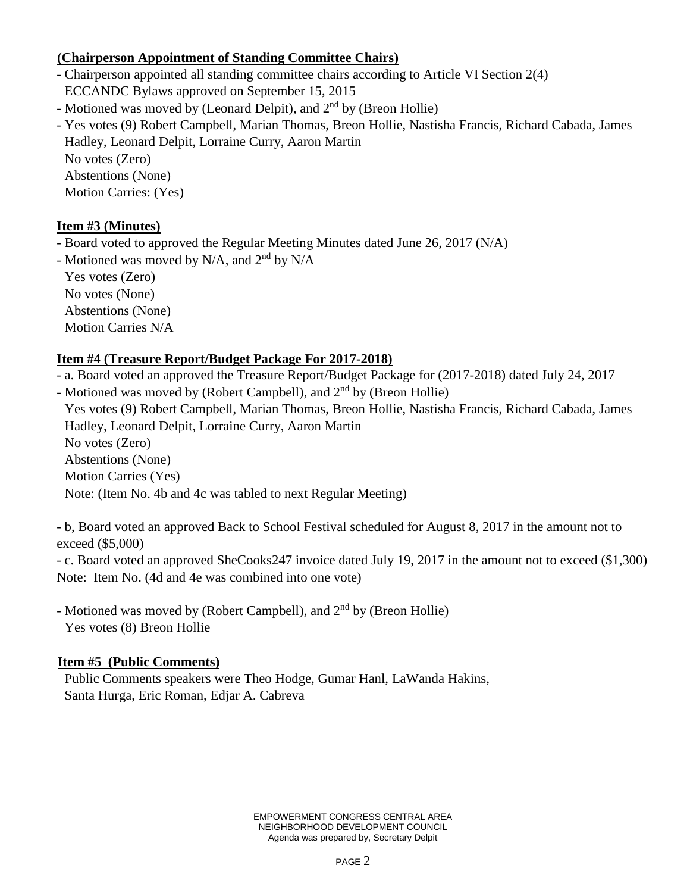**(Chairperson Appointment of Standing Committee Chairs)**

- Chairperson appointed all standing committee chairs according to Article VI Section 2(4) ECCANDC Bylaws approved on September 15, 2015
- Motioned was moved by (Leonard Delpit), and 2nd by (Breon Hollie)
- Yes votes (9) Robert Campbell, Marian Thomas, Breon Hollie, Nastisha Francis, Richard Cabada, James Hadley, Leonard Delpit, Lorraine Curry, Aaron Martin
  No votes (Zero)
  Abstentions (None)
  Motion Carries: (Yes)

**Item #3 (Minutes)**

- Board voted to approved the Regular Meeting Minutes dated June 26, 2017 (N/A)
- Motioned was moved by N/A, and 2nd by N/A
  Yes votes (Zero)
  No votes (None)
  Abstentions (None)
  Motion Carries N/A

**Item #4 (Treasure Report/Budget Package For 2017-2018)**

- a. Board voted an approved the Treasure Report/Budget Package for (2017-2018) dated July 24, 2017
- Motioned was moved by (Robert Campbell), and 2nd by (Breon Hollie)
  Yes votes (9) Robert Campbell, Marian Thomas, Breon Hollie, Nastisha Francis, Richard Cabada, James Hadley, Leonard Delpit, Lorraine Curry, Aaron Martin
  No votes (Zero)
  Abstentions (None)
  Motion Carries (Yes)
  Note: (Item No. 4b and 4c was tabled to next Regular Meeting)

- b, Board voted an approved Back to School Festival scheduled for August 8, 2017 in the amount not to exceed ($5,000)
- c. Board voted an approved SheCooks247 invoice dated July 19, 2017 in the amount not to exceed ($1,300)

Note: Item No. (4d and 4e was combined into one vote)

- Motioned was moved by (Robert Campbell), and 2nd by (Breon Hollie)
  Yes votes (8) Breon Hollie

**Item #5 (Public Comments)**

Public Comments speakers were Theo Hodge, Gumar Hanl, LaWanda Hakins, Santa Hurga, Eric Roman, Edjar A. Cabreva

EMPOWERMENT CONGRESS CENTRAL AREA NEIGHBORHOOD DEVELOPMENT COUNCIL
Agenda was prepared by, Secretary Delpit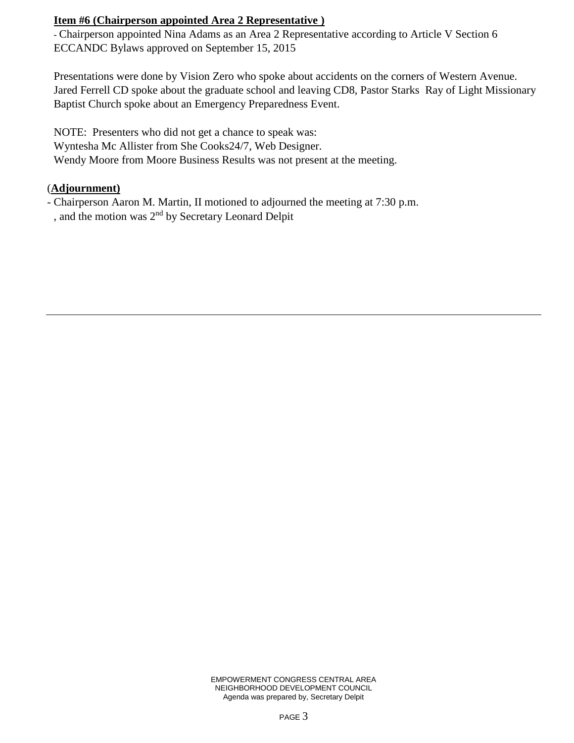**Item #6 (Chairperson appointed Area 2 Representative )**

- Chairperson appointed Nina Adams as an Area 2 Representative according to Article V Section 6 ECCANDC Bylaws approved on September 15, 2015

Presentations were done by Vision Zero who spoke about accidents on the corners of Western Avenue. Jared Ferrell CD spoke about the graduate school and leaving CD8, Pastor Starks Ray of Light Missionary Baptist Church spoke about an Emergency Preparedness Event.

NOTE: Presenters who did not get a chance to speak was:
Wyntesha Mc Allister from She Cooks24/7, Web Designer.
Wendy Moore from Moore Business Results was not present at the meeting.

(**Adjournment)**

- Chairperson Aaron M. Martin, II motioned to adjourned the meeting at 7:30 p.m. , and the motion was 2nd by Secretary Leonard Delpit

---

EMPOWERMENT CONGRESS CENTRAL AREA
NEIGHBORHOOD DEVELOPMENT COUNCIL
Agenda was prepared by, Secretary Delpit